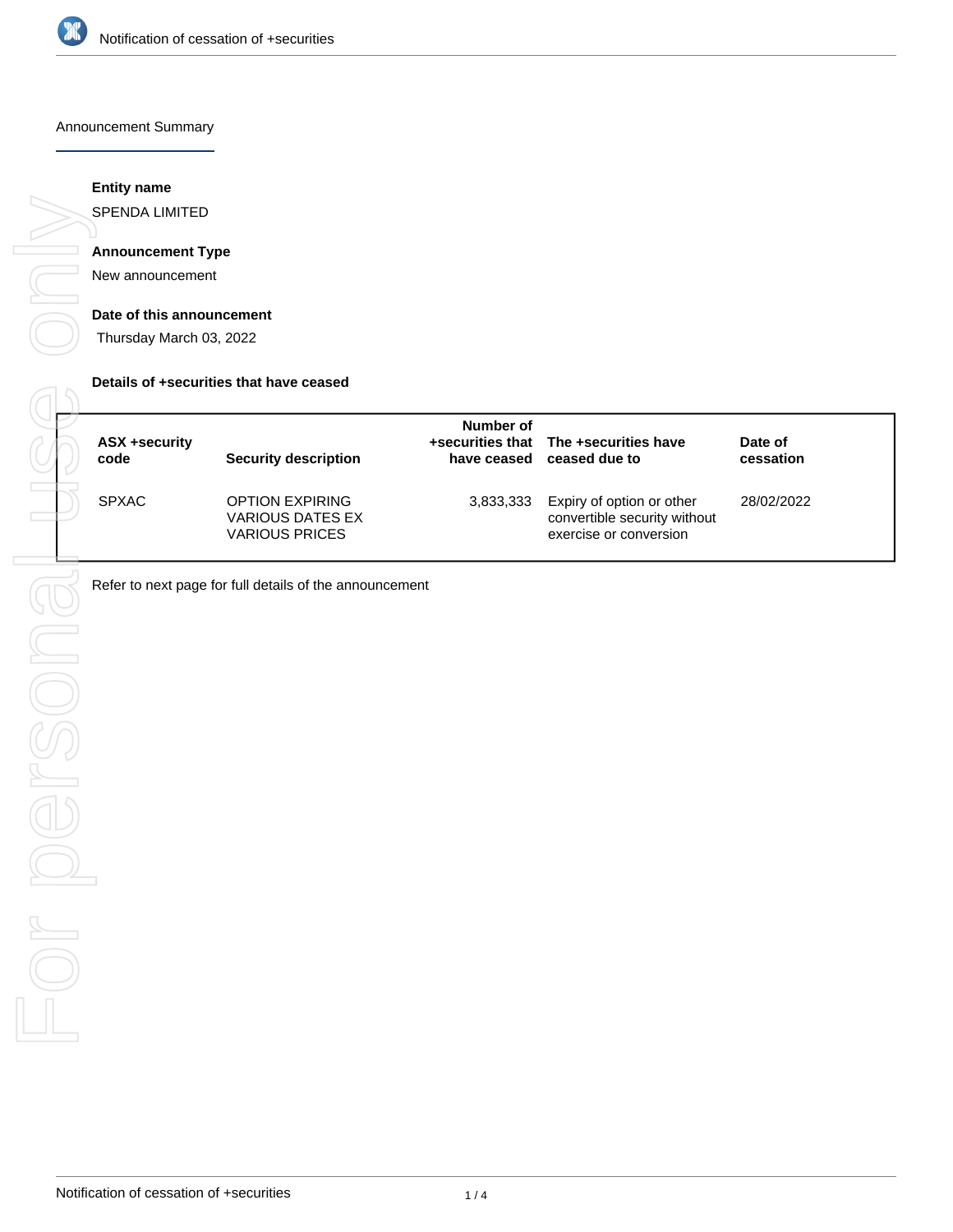Notification of cessation of +securities

## Announcement Summary

**Entity name**

SPENDA LIMITED

**Announcement Type**

New announcement

**Date of this announcement**

Thursday March 03, 2022

**Details of +securities that have ceased**

| ASX +security code | Security description | Number of +securities that have ceased | The +securities have ceased due to | Date of cessation |
|---|---|---|---|---|
| SPXAC | OPTION EXPIRING VARIOUS DATES EX VARIOUS PRICES | 3,833,333 | Expiry of option or other convertible security without exercise or conversion | 28/02/2022 |

Refer to next page for full details of the announcement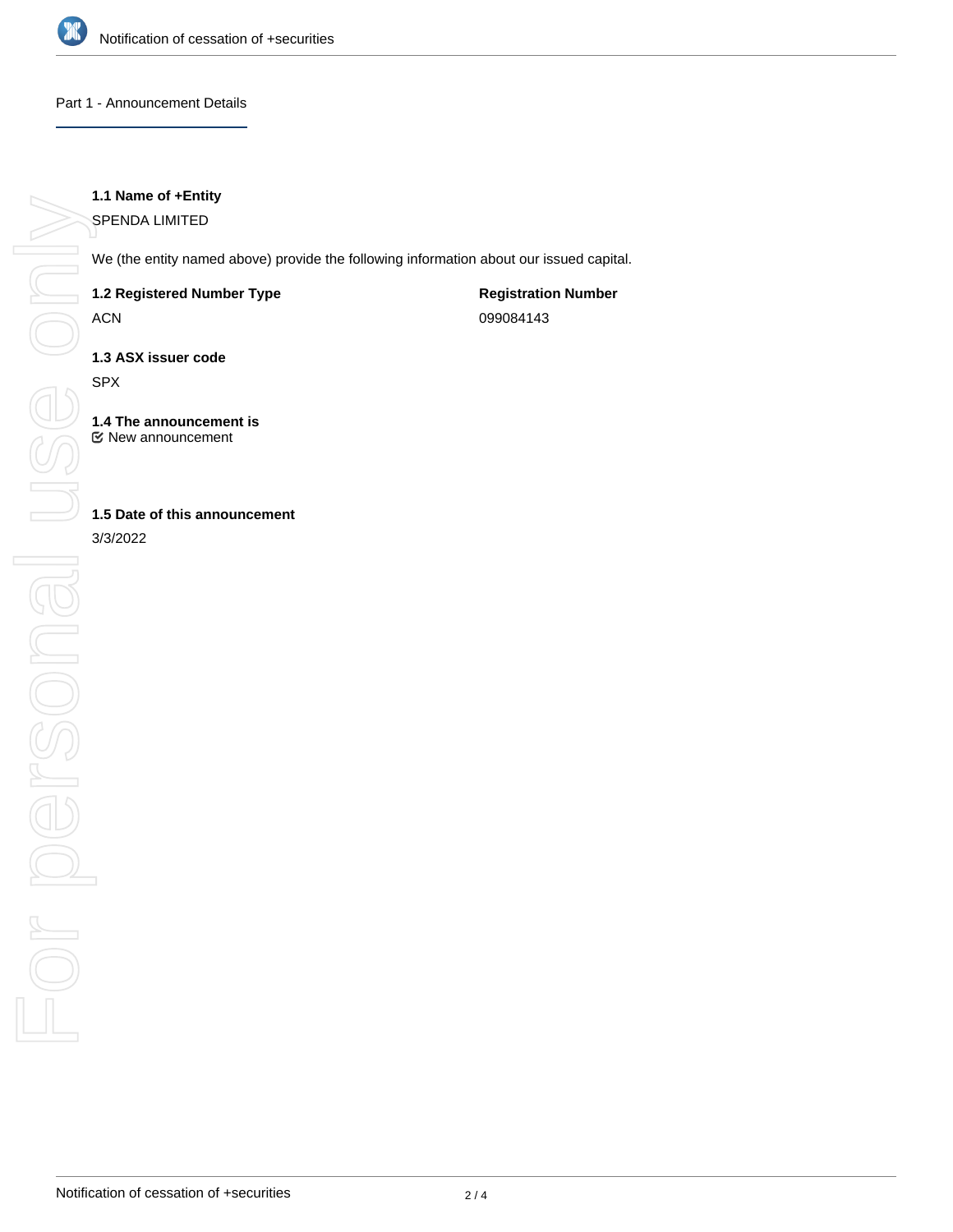## Part 1 - Announcement Details

**1.1 Name of +Entity**

SPENDA LIMITED

We (the entity named above) provide the following information about our issued capital.

**1.2 Registered Number Type**

ACN

**Registration Number**

099084143

**1.3 ASX issuer code**

SPX

**1.4 The announcement is**

☑ New announcement

**1.5 Date of this announcement**

3/3/2022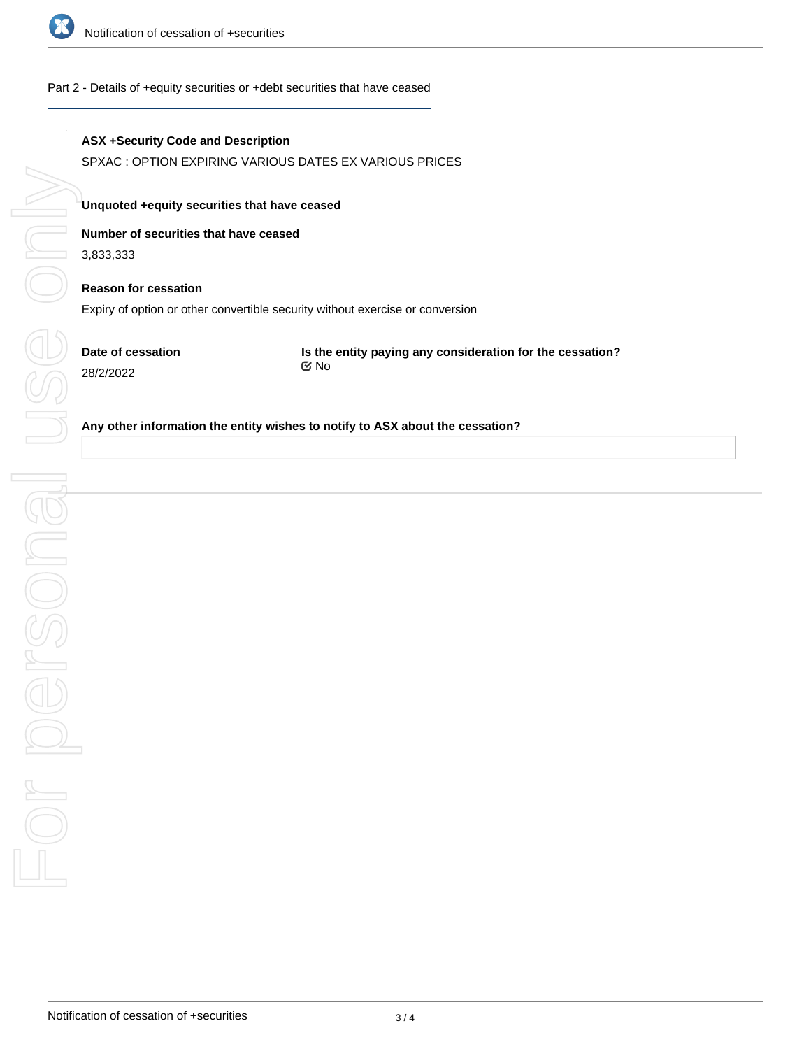## Part 2 - Details of +equity securities or +debt securities that have ceased

**ASX +Security Code and Description**

SPXAC : OPTION EXPIRING VARIOUS DATES EX VARIOUS PRICES

**Unquoted +equity securities that have ceased**

**Number of securities that have ceased**

3,833,333

**Reason for cessation**

Expiry of option or other convertible security without exercise or conversion

**Date of cessation**

28/2/2022

**Is the entity paying any consideration for the cessation?**

☑ No

**Any other information the entity wishes to notify to ASX about the cessation?**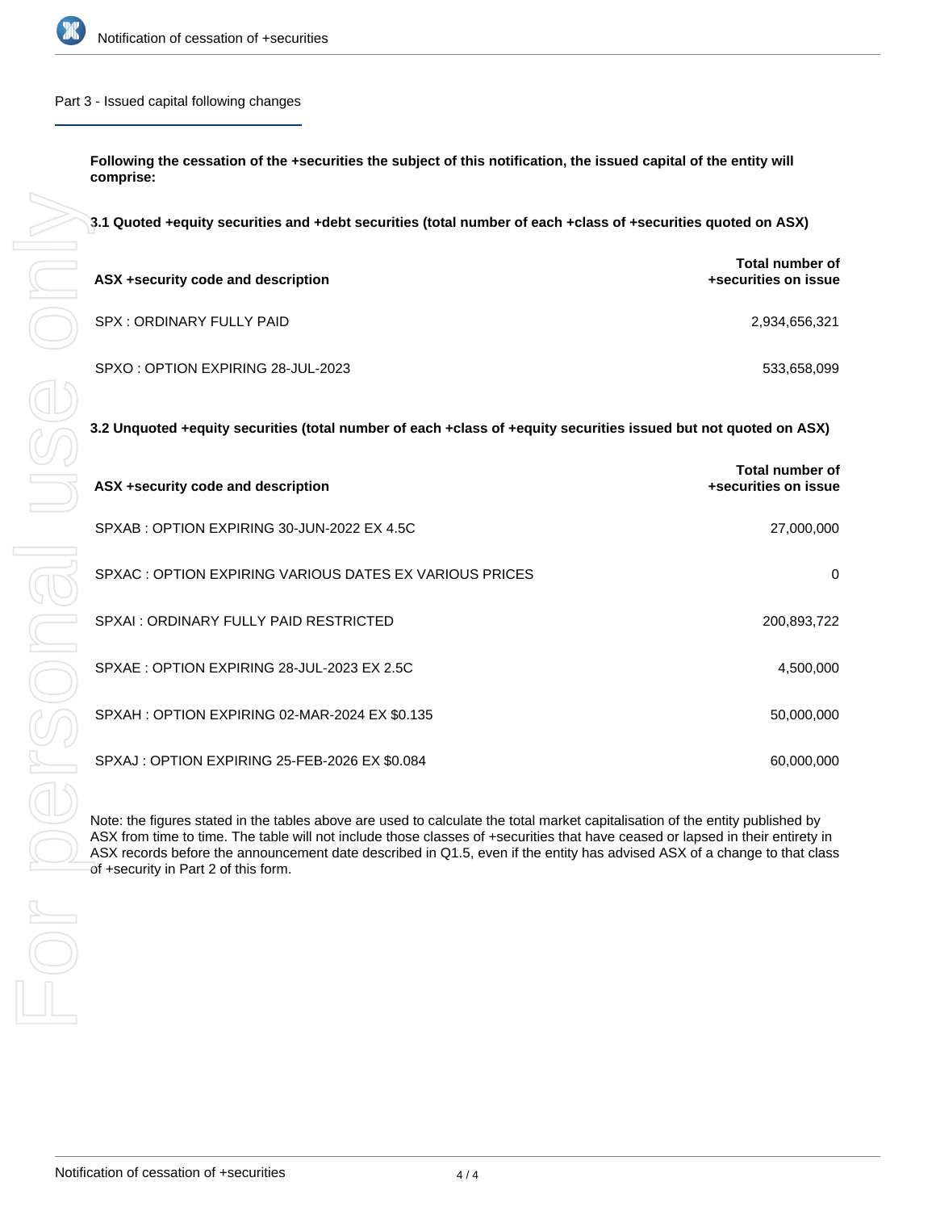## Part 3 - Issued capital following changes

**Following the cessation of the +securities the subject of this notification, the issued capital of the entity will comprise:**

**3.1 Quoted +equity securities and +debt securities (total number of each +class of +securities quoted on ASX)**

| ASX +security code and description | Total number of +securities on issue |
| --- | --- |
| SPX : ORDINARY FULLY PAID | 2,934,656,321 |
| SPXO : OPTION EXPIRING 28-JUL-2023 | 533,658,099 |

**3.2 Unquoted +equity securities (total number of each +class of +equity securities issued but not quoted on ASX)**

| ASX +security code and description | Total number of +securities on issue |
| --- | --- |
| SPXAB : OPTION EXPIRING 30-JUN-2022 EX 4.5C | 27,000,000 |
| SPXAC : OPTION EXPIRING VARIOUS DATES EX VARIOUS PRICES | 0 |
| SPXAI : ORDINARY FULLY PAID RESTRICTED | 200,893,722 |
| SPXAE : OPTION EXPIRING 28-JUL-2023 EX 2.5C | 4,500,000 |
| SPXAH : OPTION EXPIRING 02-MAR-2024 EX $0.135 | 50,000,000 |
| SPXAJ : OPTION EXPIRING 25-FEB-2026 EX $0.084 | 60,000,000 |

Note: the figures stated in the tables above are used to calculate the total market capitalisation of the entity published by ASX from time to time. The table will not include those classes of +securities that have ceased or lapsed in their entirety in ASX records before the announcement date described in Q1.5, even if the entity has advised ASX of a change to that class of +security in Part 2 of this form.